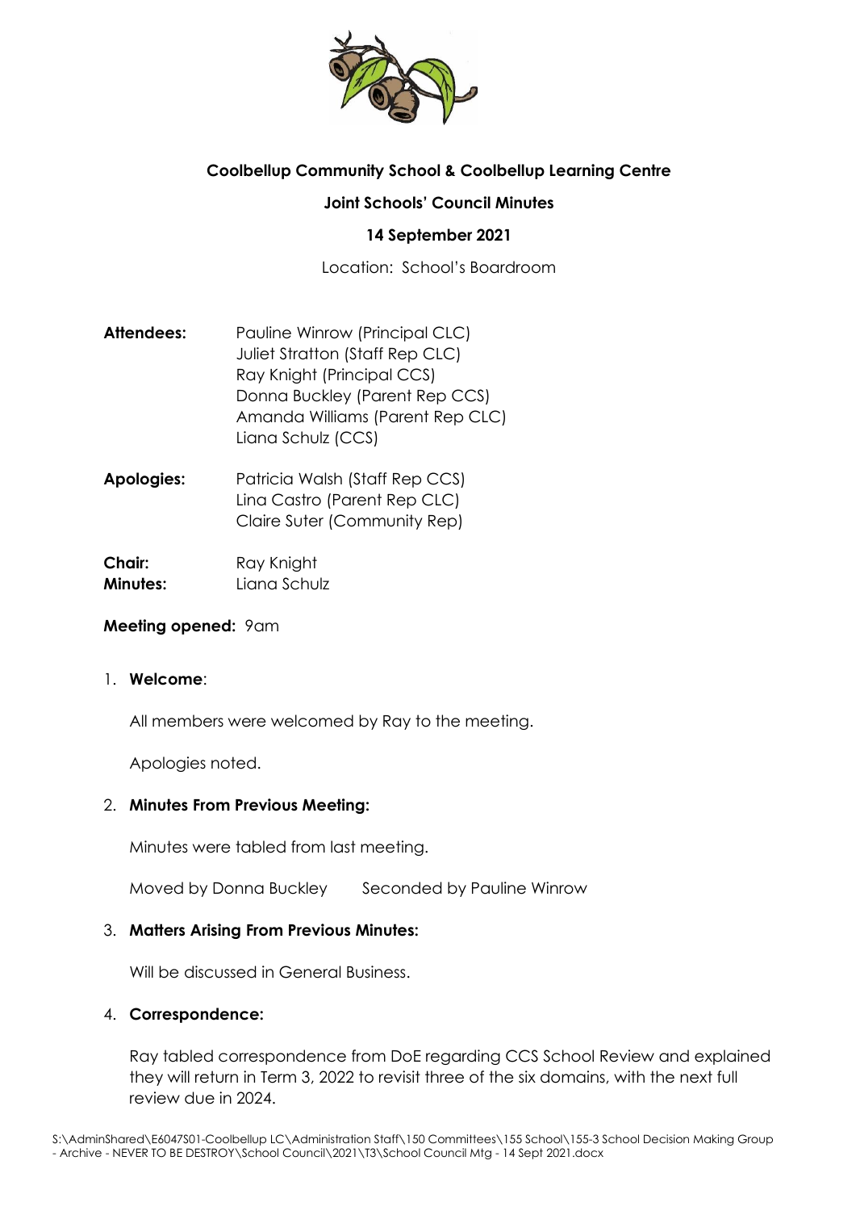**Coolbellup Community School & Coolbellup Learning Centre**

**Joint Schools' Council Minutes**

**14 September 2021**

Location: School's Boardroom

**Attendees:** Pauline Winrow (Principal CLC)
Juliet Stratton (Staff Rep CLC)
Ray Knight (Principal CCS)
Donna Buckley (Parent Rep CCS)
Amanda Williams (Parent Rep CLC)
Liana Schulz (CCS)

**Apologies:** Patricia Walsh (Staff Rep CCS)
Lina Castro (Parent Rep CLC)
Claire Suter (Community Rep)

**Chair:** Ray Knight
**Minutes:** Liana Schulz

**Meeting opened:** 9am

1. **Welcome**:

   All members were welcomed by Ray to the meeting.

   Apologies noted.

2. **Minutes From Previous Meeting:**

   Minutes were tabled from last meeting.

   Moved by Donna Buckley  Seconded by Pauline Winrow

3. **Matters Arising From Previous Minutes:**

   Will be discussed in General Business.

4. **Correspondence:**

   Ray tabled correspondence from DoE regarding CCS School Review and explained they will return in Term 3, 2022 to revisit three of the six domains, with the next full review due in 2024.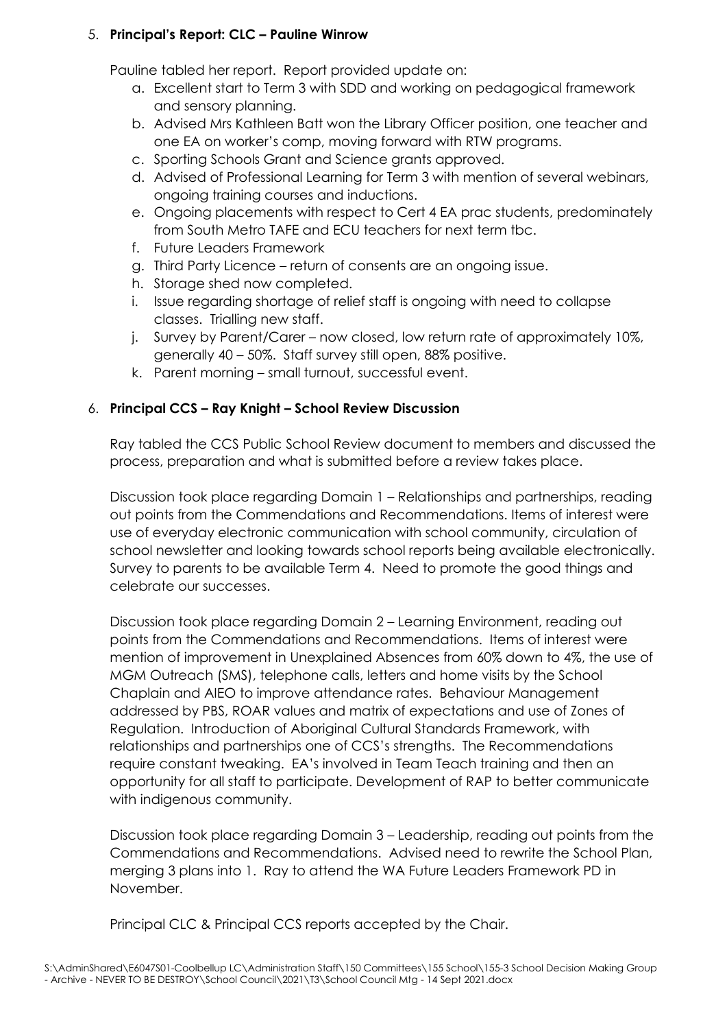5. **Principal's Report: CLC – Pauline Winrow**

   Pauline tabled her report. Report provided update on:

   a. Excellent start to Term 3 with SDD and working on pedagogical framework and sensory planning.
   b. Advised Mrs Kathleen Batt won the Library Officer position, one teacher and one EA on worker's comp, moving forward with RTW programs.
   c. Sporting Schools Grant and Science grants approved.
   d. Advised of Professional Learning for Term 3 with mention of several webinars, ongoing training courses and inductions.
   e. Ongoing placements with respect to Cert 4 EA prac students, predominately from South Metro TAFE and ECU teachers for next term tbc.
   f. Future Leaders Framework
   g. Third Party Licence – return of consents are an ongoing issue.
   h. Storage shed now completed.
   i. Issue regarding shortage of relief staff is ongoing with need to collapse classes. Trialling new staff.
   j. Survey by Parent/Carer – now closed, low return rate of approximately 10%, generally 40 – 50%. Staff survey still open, 88% positive.
   k. Parent morning – small turnout, successful event.

6. **Principal CCS – Ray Knight – School Review Discussion**

   Ray tabled the CCS Public School Review document to members and discussed the process, preparation and what is submitted before a review takes place.

   Discussion took place regarding Domain 1 – Relationships and partnerships, reading out points from the Commendations and Recommendations. Items of interest were use of everyday electronic communication with school community, circulation of school newsletter and looking towards school reports being available electronically. Survey to parents to be available Term 4. Need to promote the good things and celebrate our successes.

   Discussion took place regarding Domain 2 – Learning Environment, reading out points from the Commendations and Recommendations. Items of interest were mention of improvement in Unexplained Absences from 60% down to 4%, the use of MGM Outreach (SMS), telephone calls, letters and home visits by the School Chaplain and AIEO to improve attendance rates. Behaviour Management addressed by PBS, ROAR values and matrix of expectations and use of Zones of Regulation. Introduction of Aboriginal Cultural Standards Framework, with relationships and partnerships one of CCS's strengths. The Recommendations require constant tweaking. EA's involved in Team Teach training and then an opportunity for all staff to participate. Development of RAP to better communicate with indigenous community.

   Discussion took place regarding Domain 3 – Leadership, reading out points from the Commendations and Recommendations. Advised need to rewrite the School Plan, merging 3 plans into 1. Ray to attend the WA Future Leaders Framework PD in November.

   Principal CLC & Principal CCS reports accepted by the Chair.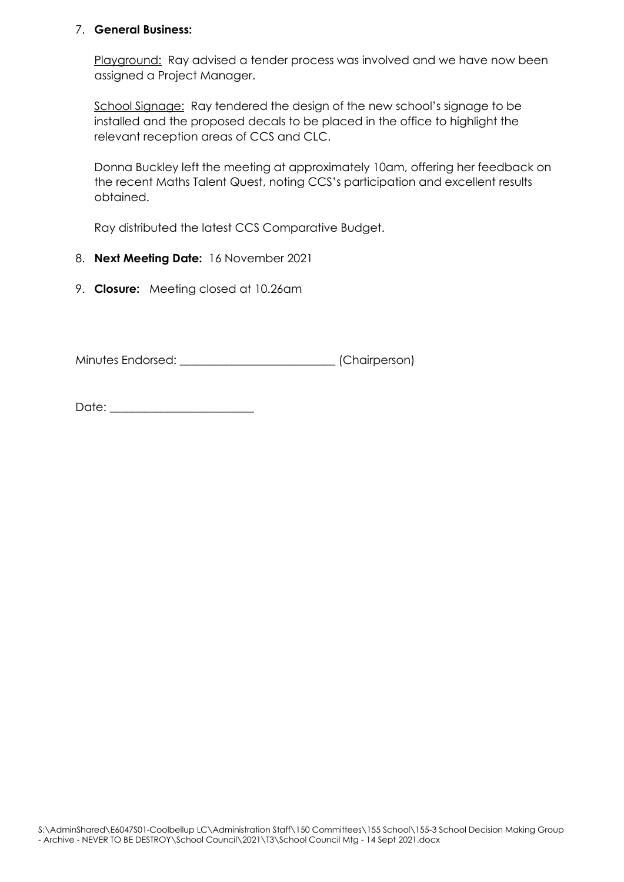7. **General Business:**

   Playground: Ray advised a tender process was involved and we have now been assigned a Project Manager.

   School Signage: Ray tendered the design of the new school's signage to be installed and the proposed decals to be placed in the office to highlight the relevant reception areas of CCS and CLC.

   Donna Buckley left the meeting at approximately 10am, offering her feedback on the recent Maths Talent Quest, noting CCS's participation and excellent results obtained.

   Ray distributed the latest CCS Comparative Budget.

8. **Next Meeting Date:** 16 November 2021

9. **Closure:** Meeting closed at 10.26am

Minutes Endorsed: __________________________ (Chairperson)

Date: ________________________

S:\AdminShared\E6047S01-Coolbellup LC\Administration Staff\150 Committees\155 School\155-3 School Decision Making Group - Archive - NEVER TO BE DESTROY\School Council\2021\T3\School Council Mtg - 14 Sept 2021.docx